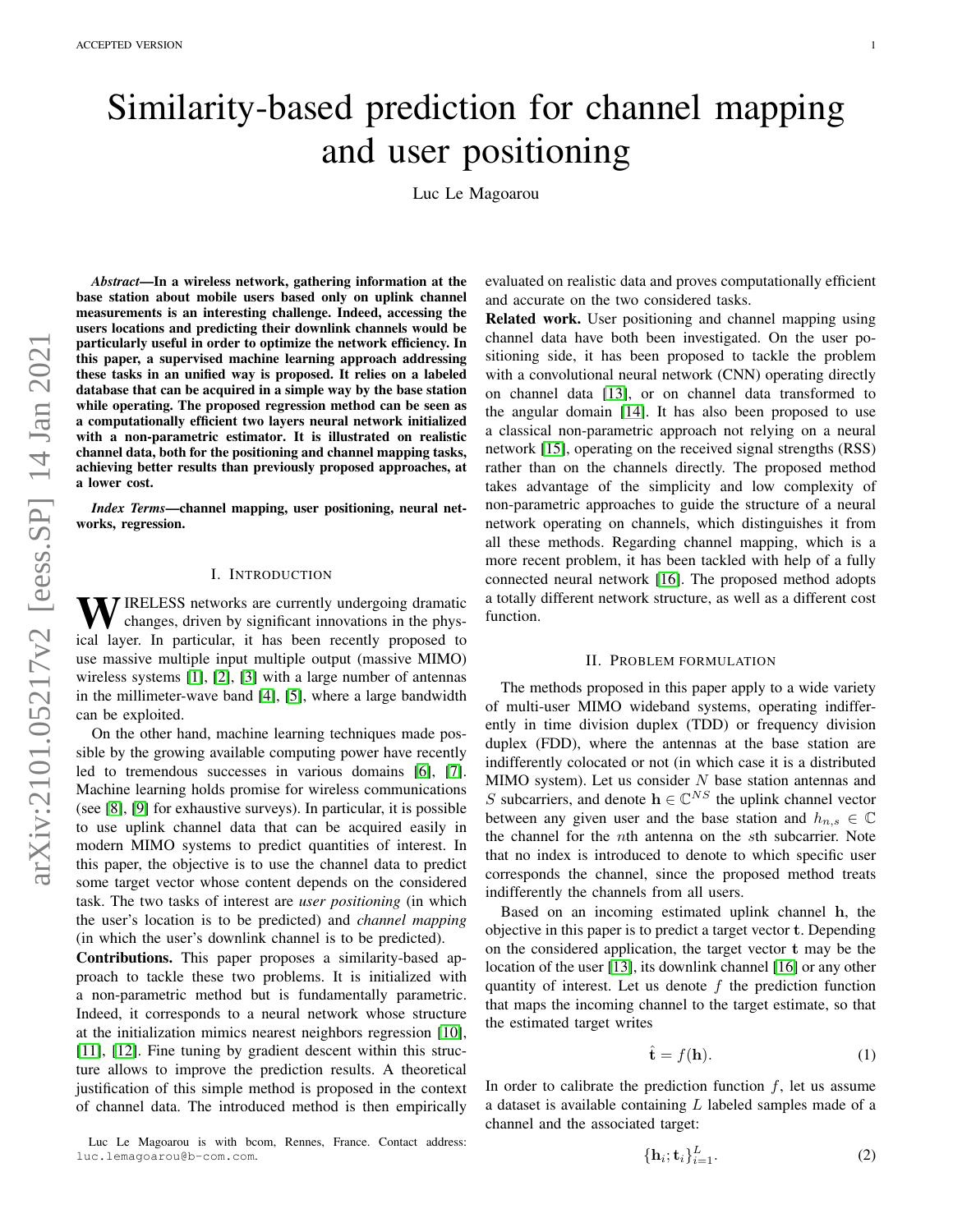# Similarity-based prediction for channel mapping and user positioning

Luc Le Magoarou

***Abstract*—In a wireless network, gathering information at the base station about mobile users based only on uplink channel measurements is an interesting challenge. Indeed, accessing the users locations and predicting their downlink channels would be particularly useful in order to optimize the network efficiency. In this paper, a supervised machine learning approach addressing these tasks in an unified way is proposed. It relies on a labeled database that can be acquired in a simple way by the base station while operating. The proposed regression method can be seen as a computationally efficient two layers neural network initialized with a non-parametric estimator. It is illustrated on realistic channel data, both for the positioning and channel mapping tasks, achieving better results than previously proposed approaches, at a lower cost.**

***Index Terms*—channel mapping, user positioning, neural networks, regression.**

## I. Introduction

Wireless networks are currently undergoing dramatic changes, driven by significant innovations in the physical layer. In particular, it has been recently proposed to use massive multiple input multiple output (massive MIMO) wireless systems [1], [2], [3] with a large number of antennas in the millimeter-wave band [4], [5], where a large bandwidth can be exploited.

On the other hand, machine learning techniques made possible by the growing available computing power have recently led to tremendous successes in various domains [6], [7]. Machine learning holds promise for wireless communications (see [8], [9] for exhaustive surveys). In particular, it is possible to use uplink channel data that can be acquired easily in modern MIMO systems to predict quantities of interest. In this paper, the objective is to use the channel data to predict some target vector whose content depends on the considered task. The two tasks of interest are *user positioning* (in which the user's location is to be predicted) and *channel mapping* (in which the user's downlink channel is to be predicted).

**Contributions.** This paper proposes a similarity-based approach to tackle these two problems. It is initialized with a non-parametric method but is fundamentally parametric. Indeed, it corresponds to a neural network whose structure at the initialization mimics nearest neighbors regression [10], [11], [12]. Fine tuning by gradient descent within this structure allows to improve the prediction results. A theoretical justification of this simple method is proposed in the context of channel data. The introduced method is then empirically evaluated on realistic data and proves computationally efficient and accurate on the two considered tasks.

**Related work.** User positioning and channel mapping using channel data have both been investigated. On the user positioning side, it has been proposed to tackle the problem with a convolutional neural network (CNN) operating directly on channel data [13], or on channel data transformed to the angular domain [14]. It has also been proposed to use a classical non-parametric approach not relying on a neural network [15], operating on the received signal strengths (RSS) rather than on the channels directly. The proposed method takes advantage of the simplicity and low complexity of non-parametric approaches to guide the structure of a neural network operating on channels, which distinguishes it from all these methods. Regarding channel mapping, which is a more recent problem, it has been tackled with help of a fully connected neural network [16]. The proposed method adopts a totally different network structure, as well as a different cost function.

Luc Le Magoarou is with bcom, Rennes, France. Contact address: luc.lemagoarou@b-com.com.

## II. Problem formulation

The methods proposed in this paper apply to a wide variety of multi-user MIMO wideband systems, operating indifferently in time division duplex (TDD) or frequency division duplex (FDD), where the antennas at the base station are indifferently colocated or not (in which case it is a distributed MIMO system). Let us consider $N$ base station antennas and $S$ subcarriers, and denote $\mathbf{h} \in \mathbb{C}^{NS}$ the uplink channel vector between any given user and the base station and $h_{n,s} \in \mathbb{C}$ the channel for the $n$th antenna on the $s$th subcarrier. Note that no index is introduced to denote to which specific user corresponds the channel, since the proposed method treats indifferently the channels from all users.

Based on an incoming estimated uplink channel $\mathbf{h}$, the objective in this paper is to predict a target vector $\mathbf{t}$. Depending on the considered application, the target vector $\mathbf{t}$ may be the location of the user [13], its downlink channel [16] or any other quantity of interest. Let us denote $f$ the prediction function that maps the incoming channel to the target estimate, so that the estimated target writes

$$\hat{\mathbf{t}} = f(\mathbf{h}). \tag{1}$$

In order to calibrate the prediction function $f$, let us assume a dataset is available containing $L$ labeled samples made of a channel and the associated target:

$$\{\mathbf{h}_i; \mathbf{t}_i\}_{i=1}^{L}. \tag{2}$$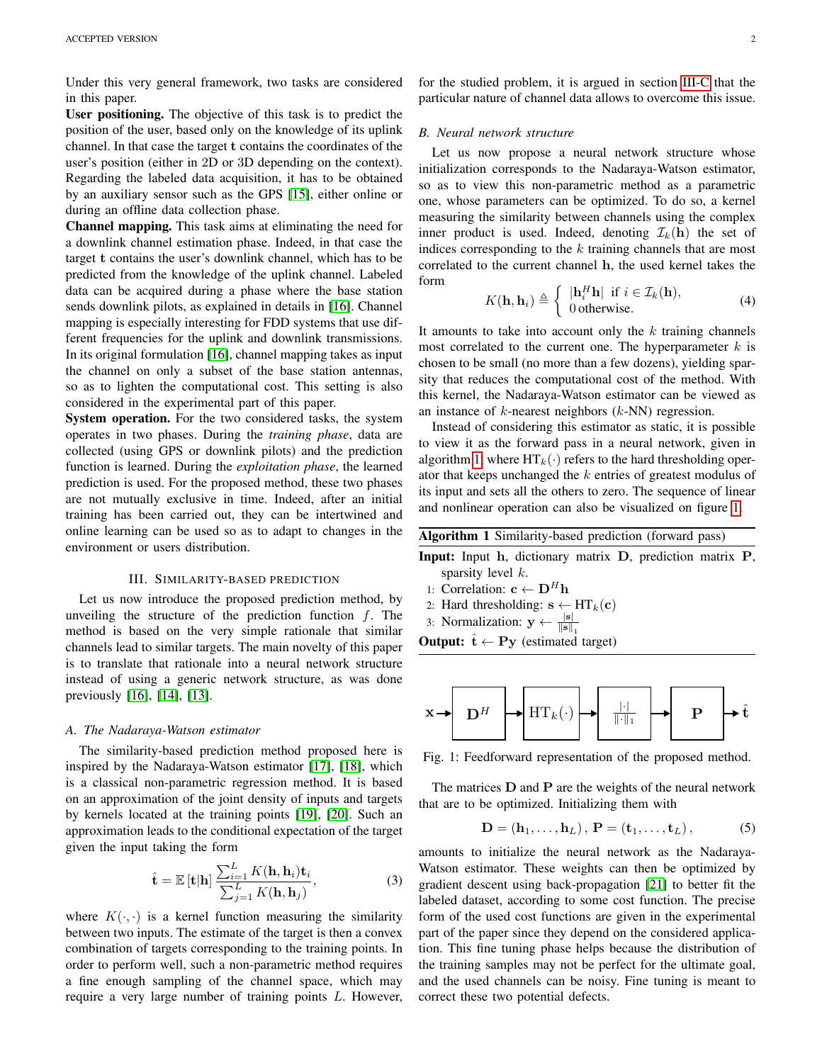Under this very general framework, two tasks are considered in this paper.

**User positioning.** The objective of this task is to predict the position of the user, based only on the knowledge of its uplink channel. In that case the target $\mathbf{t}$ contains the coordinates of the user's position (either in 2D or 3D depending on the context). Regarding the labeled data acquisition, it has to be obtained by an auxiliary sensor such as the GPS [15], either online or during an offline data collection phase.

**Channel mapping.** This task aims at eliminating the need for a downlink channel estimation phase. Indeed, in that case the target $\mathbf{t}$ contains the user's downlink channel, which has to be predicted from the knowledge of the uplink channel. Labeled data can be acquired during a phase where the base station sends downlink pilots, as explained in details in [16]. Channel mapping is especially interesting for FDD systems that use different frequencies for the uplink and downlink transmissions. In its original formulation [16], channel mapping takes as input the channel on only a subset of the base station antennas, so as to lighten the computational cost. This setting is also considered in the experimental part of this paper.

**System operation.** For the two considered tasks, the system operates in two phases. During the *training phase*, data are collected (using GPS or downlink pilots) and the prediction function is learned. During the *exploitation phase*, the learned prediction is used. For the proposed method, these two phases are not mutually exclusive in time. Indeed, after an initial training has been carried out, they can be intertwined and online learning can be used so as to adapt to changes in the environment or users distribution.

## III. Similarity-based prediction

Let us now introduce the proposed prediction method, by unveiling the structure of the prediction function $f$. The method is based on the very simple rationale that similar channels lead to similar targets. The main novelty of this paper is to translate that rationale into a neural network structure instead of using a generic network structure, as was done previously [16], [14], [13].

### A. The Nadaraya-Watson estimator

The similarity-based prediction method proposed here is inspired by the Nadaraya-Watson estimator [17], [18], which is a classical non-parametric regression method. It is based on an approximation of the joint density of inputs and targets by kernels located at the training points [19], [20]. Such an approximation leads to the conditional expectation of the target given the input taking the form

$$\hat{\mathbf{t}} = \mathbb{E}\left[\mathbf{t}|\mathbf{h}\right] \frac{\sum_{i=1}^{L} K(\mathbf{h},\mathbf{h}_i)\mathbf{t}_i}{\sum_{j=1}^{L} K(\mathbf{h},\mathbf{h}_j)}, \tag{3}$$

where $K(\cdot,\cdot)$ is a kernel function measuring the similarity between two inputs. The estimate of the target is then a convex combination of targets corresponding to the training points. In order to perform well, such a non-parametric method requires a fine enough sampling of the channel space, which may require a very large number of training points $L$. However, for the studied problem, it is argued in section III-C that the particular nature of channel data allows to overcome this issue.

### B. Neural network structure

Let us now propose a neural network structure whose initialization corresponds to the Nadaraya-Watson estimator, so as to view this non-parametric method as a parametric one, whose parameters can be optimized. To do so, a kernel measuring the similarity between channels using the complex inner product is used. Indeed, denoting $\mathcal{I}_k(\mathbf{h})$ the set of indices corresponding to the $k$ training channels that are most correlated to the current channel $\mathbf{h}$, the used kernel takes the form

$$K(\mathbf{h},\mathbf{h}_i) \triangleq \begin{cases} |\mathbf{h}_i^H\mathbf{h}| & \text{if } i \in \mathcal{I}_k(\mathbf{h}), \\ 0 & \text{otherwise.} \end{cases} \tag{4}$$

It amounts to take into account only the $k$ training channels most correlated to the current one. The hyperparameter $k$ is chosen to be small (no more than a few dozens), yielding sparsity that reduces the computational cost of the method. With this kernel, the Nadaraya-Watson estimator can be viewed as an instance of $k$-nearest neighbors ($k$-NN) regression.

Instead of considering this estimator as static, it is possible to view it as the forward pass in a neural network, given in algorithm 1, where $\text{HT}_k(\cdot)$ refers to the hard thresholding operator that keeps unchanged the $k$ entries of greatest modulus of its input and sets all the others to zero. The sequence of linear and nonlinear operation can also be visualized on figure 1.

**Algorithm 1** Similarity-based prediction (forward pass)

**Input:** Input $\mathbf{h}$, dictionary matrix $\mathbf{D}$, prediction matrix $\mathbf{P}$, sparsity level $k$.

1: Correlation: $\mathbf{c} \leftarrow \mathbf{D}^H\mathbf{h}$
2: Hard thresholding: $\mathbf{s} \leftarrow \text{HT}_k(\mathbf{c})$
3: Normalization: $\mathbf{y} \leftarrow \frac{|\mathbf{s}|}{\|\mathbf{s}\|_1}$

**Output:** $\hat{\mathbf{t}} \leftarrow \mathbf{P}\mathbf{y}$ (estimated target)

$\mathbf{x} \rightarrow \boxed{\mathbf{D}^H} \rightarrow \boxed{\text{HT}_k(\cdot)} \rightarrow \boxed{\frac{|\cdot|}{\|\cdot\|_1}} \rightarrow \boxed{\mathbf{P}} \rightarrow \hat{\mathbf{t}}$

Fig. 1: Feedforward representation of the proposed method.

The matrices $\mathbf{D}$ and $\mathbf{P}$ are the weights of the neural network that are to be optimized. Initializing them with

$$\mathbf{D} = (\mathbf{h}_1,\ldots,\mathbf{h}_L)\,,\; \mathbf{P} = (\mathbf{t}_1,\ldots,\mathbf{t}_L)\,, \tag{5}$$

amounts to initialize the neural network as the Nadaraya-Watson estimator. These weights can then be optimized by gradient descent using back-propagation [21] to better fit the labeled dataset, according to some cost function. The precise form of the used cost functions are given in the experimental part of the paper since they depend on the considered application. This fine tuning phase helps because the distribution of the training samples may not be perfect for the ultimate goal, and the used channels can be noisy. Fine tuning is meant to correct these two potential defects.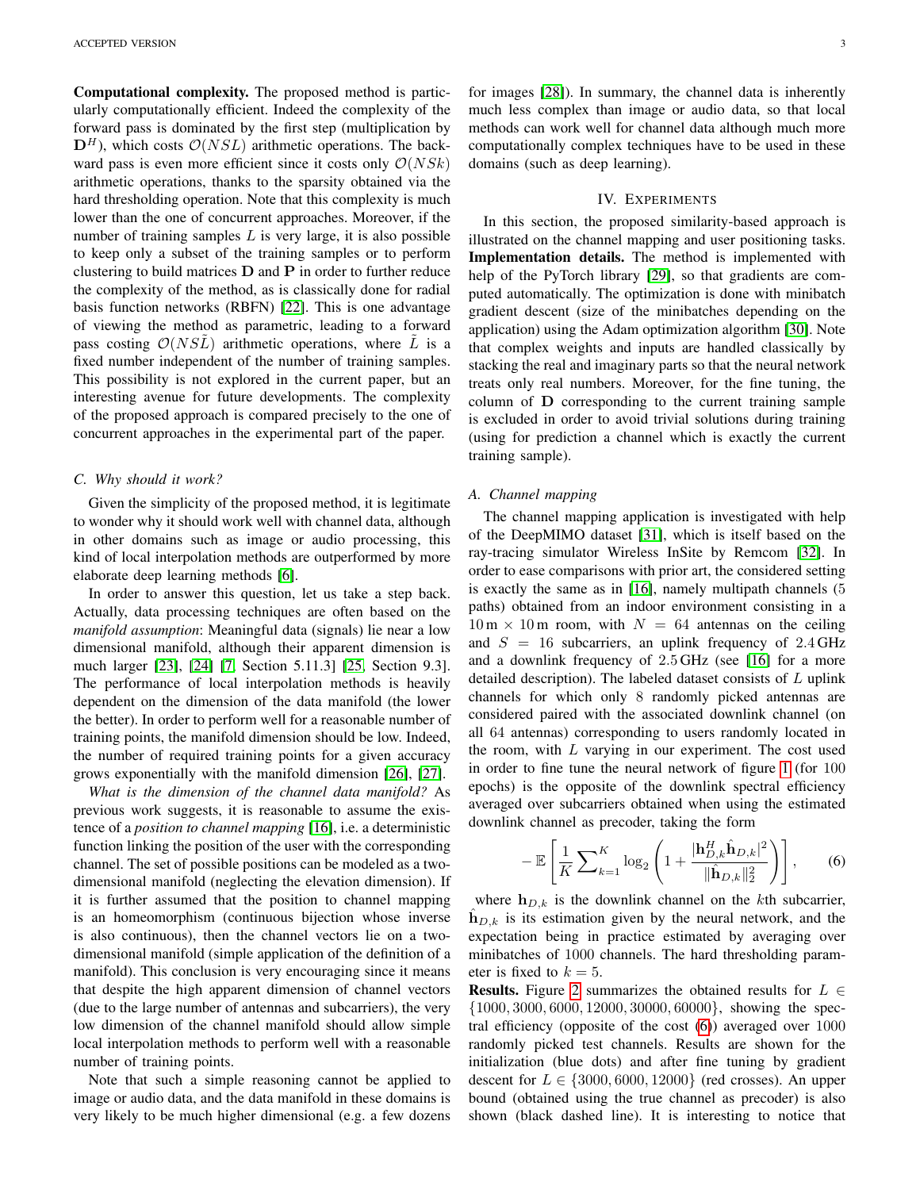**Computational complexity.** The proposed method is particularly computationally efficient. Indeed the complexity of the forward pass is dominated by the first step (multiplication by $\mathbf{D}^H$), which costs $\mathcal{O}(NSL)$ arithmetic operations. The backward pass is even more efficient since it costs only $\mathcal{O}(NSk)$ arithmetic operations, thanks to the sparsity obtained via the hard thresholding operation. Note that this complexity is much lower than the one of concurrent approaches. Moreover, if the number of training samples $L$ is very large, it is also possible to keep only a subset of the training samples or to perform clustering to build matrices $\mathbf{D}$ and $\mathbf{P}$ in order to further reduce the complexity of the method, as is classically done for radial basis function networks (RBFN) [22]. This is one advantage of viewing the method as parametric, leading to a forward pass costing $\mathcal{O}(NS\tilde{L})$ arithmetic operations, where $\tilde{L}$ is a fixed number independent of the number of training samples. This possibility is not explored in the current paper, but an interesting avenue for future developments. The complexity of the proposed approach is compared precisely to the one of concurrent approaches in the experimental part of the paper.

### C. Why should it work?

Given the simplicity of the proposed method, it is legitimate to wonder why it should work well with channel data, although in other domains such as image or audio processing, this kind of local interpolation methods are outperformed by more elaborate deep learning methods [6].

In order to answer this question, let us take a step back. Actually, data processing techniques are often based on the *manifold assumption*: Meaningful data (signals) lie near a low dimensional manifold, although their apparent dimension is much larger [23], [24] [7, Section 5.11.3] [25, Section 9.3]. The performance of local interpolation methods is heavily dependent on the dimension of the data manifold (the lower the better). In order to perform well for a reasonable number of training points, the manifold dimension should be low. Indeed, the number of required training points for a given accuracy grows exponentially with the manifold dimension [26], [27].

*What is the dimension of the channel data manifold?* As previous work suggests, it is reasonable to assume the existence of a *position to channel mapping* [16], i.e. a deterministic function linking the position of the user with the corresponding channel. The set of possible positions can be modeled as a two-dimensional manifold (neglecting the elevation dimension). If it is further assumed that the position to channel mapping is an homeomorphism (continuous bijection whose inverse is also continuous), then the channel vectors lie on a two-dimensional manifold (simple application of the definition of a manifold). This conclusion is very encouraging since it means that despite the high apparent dimension of channel vectors (due to the large number of antennas and subcarriers), the very low dimension of the channel manifold should allow simple local interpolation methods to perform well with a reasonable number of training points.

Note that such a simple reasoning cannot be applied to image or audio data, and the data manifold in these domains is very likely to be much higher dimensional (e.g. a few dozens for images [28]). In summary, the channel data is inherently much less complex than image or audio data, so that local methods can work well for channel data although much more computationally complex techniques have to be used in these domains (such as deep learning).

## IV. Experiments

In this section, the proposed similarity-based approach is illustrated on the channel mapping and user positioning tasks.
**Implementation details.** The method is implemented with help of the PyTorch library [29], so that gradients are computed automatically. The optimization is done with minibatch gradient descent (size of the minibatches depending on the application) using the Adam optimization algorithm [30]. Note that complex weights and inputs are handled classically by stacking the real and imaginary parts so that the neural network treats only real numbers. Moreover, for the fine tuning, the column of $\mathbf{D}$ corresponding to the current training sample is excluded in order to avoid trivial solutions during training (using for prediction a channel which is exactly the current training sample).

### A. Channel mapping

The channel mapping application is investigated with help of the DeepMIMO dataset [31], which is itself based on the ray-tracing simulator Wireless InSite by Remcom [32]. In order to ease comparisons with prior art, the considered setting is exactly the same as in [16], namely multipath channels (5 paths) obtained from an indoor environment consisting in a $10\,\text{m} \times 10\,\text{m}$ room, with $N = 64$ antennas on the ceiling and $S = 16$ subcarriers, an uplink frequency of $2.4\,\text{GHz}$ and a downlink frequency of $2.5\,\text{GHz}$ (see [16] for a more detailed description). The labeled dataset consists of $L$ uplink channels for which only 8 randomly picked antennas are considered paired with the associated downlink channel (on all 64 antennas) corresponding to users randomly located in the room, with $L$ varying in our experiment. The cost used in order to fine tune the neural network of figure 1 (for 100 epochs) is the opposite of the downlink spectral efficiency averaged over subcarriers obtained when using the estimated downlink channel as precoder, taking the form

$$
-\,\mathbb{E}\left[\frac{1}{K}\sum\nolimits_{k=1}^{K}\log_2\left(1+\frac{|\mathbf{h}_{D,k}^H\hat{\mathbf{h}}_{D,k}|^2}{\|\hat{\mathbf{h}}_{D,k}\|_2^2}\right)\right], \qquad (6)
$$

where $\mathbf{h}_{D,k}$ is the downlink channel on the $k$th subcarrier, $\hat{\mathbf{h}}_{D,k}$ is its estimation given by the neural network, and the expectation being in practice estimated by averaging over minibatches of 1000 channels. The hard thresholding parameter is fixed to $k = 5$.

**Results.** Figure 2 summarizes the obtained results for $L \in \{1000, 3000, 6000, 12000, 30000, 60000\}$, showing the spectral efficiency (opposite of the cost (6)) averaged over 1000 randomly picked test channels. Results are shown for the initialization (blue dots) and after fine tuning by gradient descent for $L \in \{3000, 6000, 12000\}$ (red crosses). An upper bound (obtained using the true channel as precoder) is also shown (black dashed line). It is interesting to notice that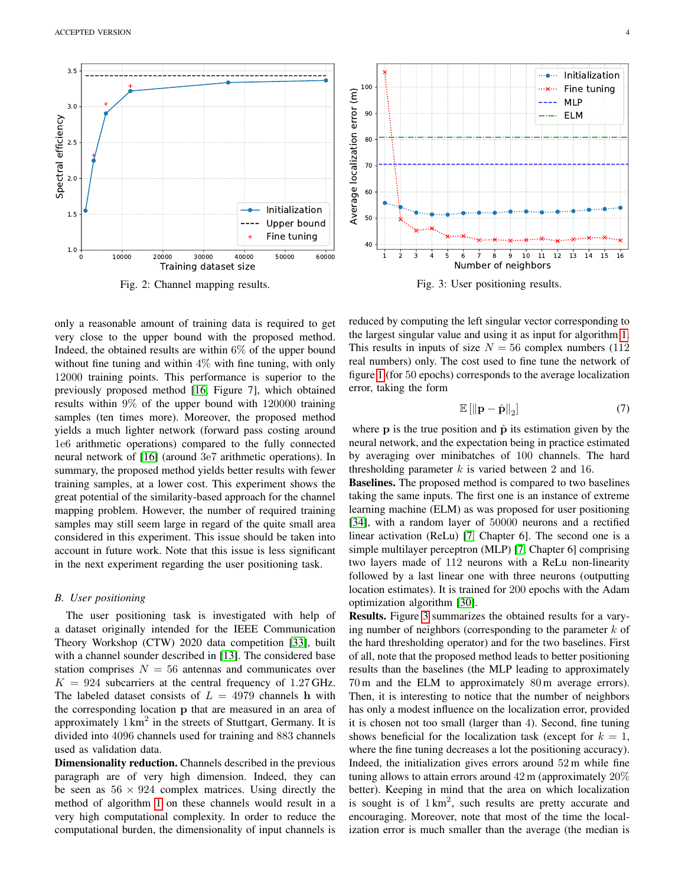Fig. 2: Channel mapping results.

Fig. 3: User positioning results.

only a reasonable amount of training data is required to get very close to the upper bound with the proposed method. Indeed, the obtained results are within 6% of the upper bound without fine tuning and within 4% with fine tuning, with only 12000 training points. This performance is superior to the previously proposed method [16, Figure 7], which obtained results within 9% of the upper bound with 120000 training samples (ten times more). Moreover, the proposed method yields a much lighter network (forward pass costing around 1e6 arithmetic operations) compared to the fully connected neural network of [16] (around 3e7 arithmetic operations). In summary, the proposed method yields better results with fewer training samples, at a lower cost. This experiment shows the great potential of the similarity-based approach for the channel mapping problem. However, the number of required training samples may still seem large in regard of the quite small area considered in this experiment. This issue should be taken into account in future work. Note that this issue is less significant in the next experiment regarding the user positioning task.

### B. User positioning

The user positioning task is investigated with help of a dataset originally intended for the IEEE Communication Theory Workshop (CTW) 2020 data competition [33], built with a channel sounder described in [13]. The considered base station comprises $N = 56$ antennas and communicates over $K = 924$ subcarriers at the central frequency of $1.27\,\text{GHz}$. The labeled dataset consists of $L = 4979$ channels $\mathbf{h}$ with the corresponding location $\mathbf{p}$ that are measured in an area of approximately $1\,\text{km}^2$ in the streets of Stuttgart, Germany. It is divided into 4096 channels used for training and 883 channels used as validation data.

**Dimensionality reduction.** Channels described in the previous paragraph are of very high dimension. Indeed, they can be seen as $56 \times 924$ complex matrices. Using directly the method of algorithm 1 on these channels would result in a very high computational complexity. In order to reduce the computational burden, the dimensionality of input channels is reduced by computing the left singular vector corresponding to the largest singular value and using it as input for algorithm 1. This results in inputs of size $N = 56$ complex numbers (112 real numbers) only. The cost used to fine tune the network of figure 1 (for 50 epochs) corresponds to the average localization error, taking the form

$$\mathbb{E}\left[\|\mathbf{p} - \hat{\mathbf{p}}\|_2\right] \tag{7}$$

where $\mathbf{p}$ is the true position and $\hat{\mathbf{p}}$ its estimation given by the neural network, and the expectation being in practice estimated by averaging over minibatches of 100 channels. The hard thresholding parameter $k$ is varied between 2 and 16.

**Baselines.** The proposed method is compared to two baselines taking the same inputs. The first one is an instance of extreme learning machine (ELM) as was proposed for user positioning [34], with a random layer of 50000 neurons and a rectified linear activation (ReLu) [7, Chapter 6]. The second one is a simple multilayer perceptron (MLP) [7, Chapter 6] comprising two layers made of 112 neurons with a ReLu non-linearity followed by a last linear one with three neurons (outputting location estimates). It is trained for 200 epochs with the Adam optimization algorithm [30].

**Results.** Figure 3 summarizes the obtained results for a varying number of neighbors (corresponding to the parameter $k$ of the hard thresholding operator) and for the two baselines. First of all, note that the proposed method leads to better positioning results than the baselines (the MLP leading to approximately $70\,\text{m}$ and the ELM to approximately $80\,\text{m}$ average errors). Then, it is interesting to notice that the number of neighbors has only a modest influence on the localization error, provided it is chosen not too small (larger than 4). Second, fine tuning shows beneficial for the localization task (except for $k = 1$, where the fine tuning decreases a lot the positioning accuracy). Indeed, the initialization gives errors around $52\,\text{m}$ while fine tuning allows to attain errors around $42\,\text{m}$ (approximately 20% better). Keeping in mind that the area on which localization is sought is of $1\,\text{km}^2$, such results are pretty accurate and encouraging. Moreover, note that most of the time the localization error is much smaller than the average (the median is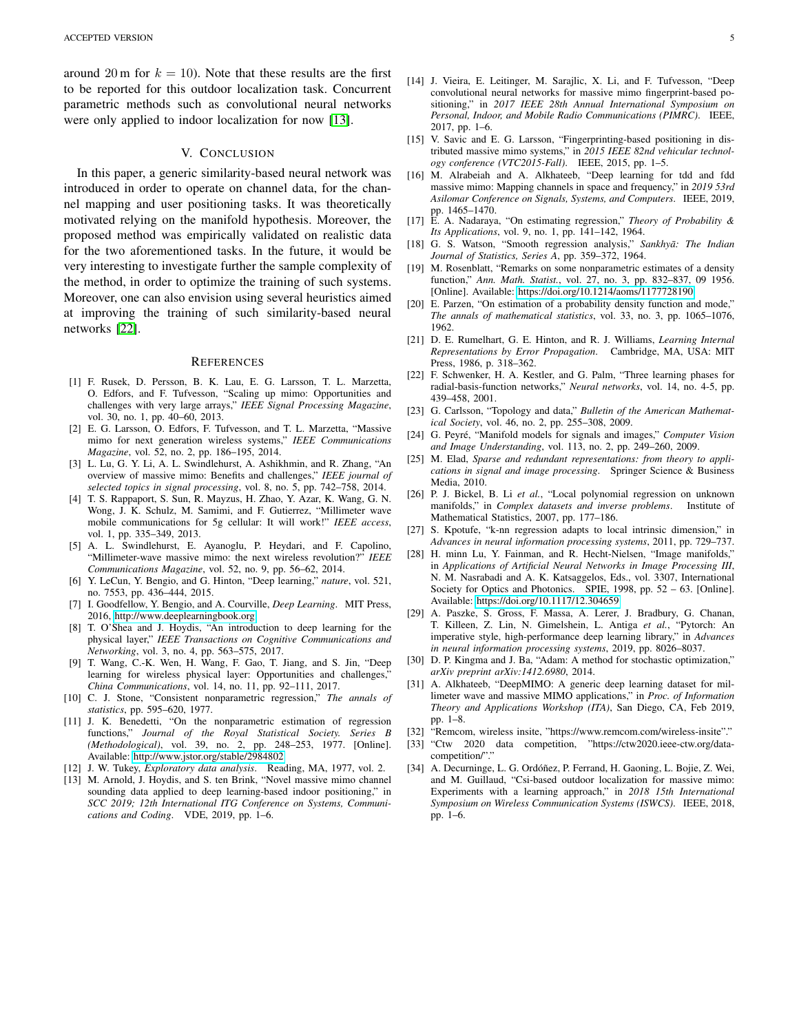around 20 m for $k = 10$). Note that these results are the first to be reported for this outdoor localization task. Concurrent parametric methods such as convolutional neural networks were only applied to indoor localization for now [13].

## V. Conclusion

In this paper, a generic similarity-based neural network was introduced in order to operate on channel data, for the channel mapping and user positioning tasks. It was theoretically motivated relying on the manifold hypothesis. Moreover, the proposed method was empirically validated on realistic data for the two aforementioned tasks. In the future, it would be very interesting to investigate further the sample complexity of the method, in order to optimize the training of such systems. Moreover, one can also envision using several heuristics aimed at improving the training of such similarity-based neural networks [22].

## References

[1] F. Rusek, D. Persson, B. K. Lau, E. G. Larsson, T. L. Marzetta, O. Edfors, and F. Tufvesson, "Scaling up mimo: Opportunities and challenges with very large arrays," *IEEE Signal Processing Magazine*, vol. 30, no. 1, pp. 40–60, 2013.

[2] E. G. Larsson, O. Edfors, F. Tufvesson, and T. L. Marzetta, "Massive mimo for next generation wireless systems," *IEEE Communications Magazine*, vol. 52, no. 2, pp. 186–195, 2014.

[3] L. Lu, G. Y. Li, A. L. Swindlehurst, A. Ashikhmin, and R. Zhang, "An overview of massive mimo: Benefits and challenges," *IEEE journal of selected topics in signal processing*, vol. 8, no. 5, pp. 742–758, 2014.

[4] T. S. Rappaport, S. Sun, R. Mayzus, H. Zhao, Y. Azar, K. Wang, G. N. Wong, J. K. Schulz, M. Samimi, and F. Gutierrez, "Millimeter wave mobile communications for 5g cellular: It will work!" *IEEE access*, vol. 1, pp. 335–349, 2013.

[5] A. L. Swindlehurst, E. Ayanoglu, P. Heydari, and F. Capolino, "Millimeter-wave massive mimo: the next wireless revolution?" *IEEE Communications Magazine*, vol. 52, no. 9, pp. 56–62, 2014.

[6] Y. LeCun, Y. Bengio, and G. Hinton, "Deep learning," *nature*, vol. 521, no. 7553, pp. 436–444, 2015.

[7] I. Goodfellow, Y. Bengio, and A. Courville, *Deep Learning*. MIT Press, 2016, http://www.deeplearningbook.org.

[8] T. O'Shea and J. Hoydis, "An introduction to deep learning for the physical layer," *IEEE Transactions on Cognitive Communications and Networking*, vol. 3, no. 4, pp. 563–575, 2017.

[9] T. Wang, C.-K. Wen, H. Wang, F. Gao, T. Jiang, and S. Jin, "Deep learning for wireless physical layer: Opportunities and challenges," *China Communications*, vol. 14, no. 11, pp. 92–111, 2017.

[10] C. J. Stone, "Consistent nonparametric regression," *The annals of statistics*, pp. 595–620, 1977.

[11] J. K. Benedetti, "On the nonparametric estimation of regression functions," *Journal of the Royal Statistical Society. Series B (Methodological)*, vol. 39, no. 2, pp. 248–253, 1977. [Online]. Available: http://www.jstor.org/stable/2984802

[12] J. W. Tukey, *Exploratory data analysis*. Reading, MA, 1977, vol. 2.

[13] M. Arnold, J. Hoydis, and S. ten Brink, "Novel massive mimo channel sounding data applied to deep learning-based indoor positioning," in *SCC 2019; 12th International ITG Conference on Systems, Communications and Coding*. VDE, 2019, pp. 1–6.

[14] J. Vieira, E. Leitinger, M. Sarajlic, X. Li, and F. Tufvesson, "Deep convolutional neural networks for massive mimo fingerprint-based positioning," in *2017 IEEE 28th Annual International Symposium on Personal, Indoor, and Mobile Radio Communications (PIMRC)*. IEEE, 2017, pp. 1–6.

[15] V. Savic and E. G. Larsson, "Fingerprinting-based positioning in distributed massive mimo systems," in *2015 IEEE 82nd vehicular technology conference (VTC2015-Fall)*. IEEE, 2015, pp. 1–5.

[16] M. Alrabeiah and A. Alkhateeb, "Deep learning for tdd and fdd massive mimo: Mapping channels in space and frequency," in *2019 53rd Asilomar Conference on Signals, Systems, and Computers*. IEEE, 2019, pp. 1465–1470.

[17] E. A. Nadaraya, "On estimating regression," *Theory of Probability & Its Applications*, vol. 9, no. 1, pp. 141–142, 1964.

[18] G. S. Watson, "Smooth regression analysis," *Sankhyā: The Indian Journal of Statistics, Series A*, pp. 359–372, 1964.

[19] M. Rosenblatt, "Remarks on some nonparametric estimates of a density function," *Ann. Math. Statist.*, vol. 27, no. 3, pp. 832–837, 09 1956. [Online]. Available: https://doi.org/10.1214/aoms/1177728190

[20] E. Parzen, "On estimation of a probability density function and mode," *The annals of mathematical statistics*, vol. 33, no. 3, pp. 1065–1076, 1962.

[21] D. E. Rumelhart, G. E. Hinton, and R. J. Williams, *Learning Internal Representations by Error Propagation*. Cambridge, MA, USA: MIT Press, 1986, p. 318–362.

[22] F. Schwenker, H. A. Kestler, and G. Palm, "Three learning phases for radial-basis-function networks," *Neural networks*, vol. 14, no. 4-5, pp. 439–458, 2001.

[23] G. Carlsson, "Topology and data," *Bulletin of the American Mathematical Society*, vol. 46, no. 2, pp. 255–308, 2009.

[24] G. Peyré, "Manifold models for signals and images," *Computer Vision and Image Understanding*, vol. 113, no. 2, pp. 249–260, 2009.

[25] M. Elad, *Sparse and redundant representations: from theory to applications in signal and image processing*. Springer Science & Business Media, 2010.

[26] P. J. Bickel, B. Li *et al.*, "Local polynomial regression on unknown manifolds," in *Complex datasets and inverse problems*. Institute of Mathematical Statistics, 2007, pp. 177–186.

[27] S. Kpotufe, "k-nn regression adapts to local intrinsic dimension," in *Advances in neural information processing systems*, 2011, pp. 729–737.

[28] H. minn Lu, Y. Fainman, and R. Hecht-Nielsen, "Image manifolds," in *Applications of Artificial Neural Networks in Image Processing III*, N. M. Nasrabadi and A. K. Katsaggelos, Eds., vol. 3307, International Society for Optics and Photonics. SPIE, 1998, pp. 52 – 63. [Online]. Available: https://doi.org/10.1117/12.304659

[29] A. Paszke, S. Gross, F. Massa, A. Lerer, J. Bradbury, G. Chanan, T. Killeen, Z. Lin, N. Gimelshein, L. Antiga *et al.*, "Pytorch: An imperative style, high-performance deep learning library," in *Advances in neural information processing systems*, 2019, pp. 8026–8037.

[30] D. P. Kingma and J. Ba, "Adam: A method for stochastic optimization," *arXiv preprint arXiv:1412.6980*, 2014.

[31] A. Alkhateeb, "DeepMIMO: A generic deep learning dataset for millimeter wave and massive MIMO applications," in *Proc. of Information Theory and Applications Workshop (ITA)*, San Diego, CA, Feb 2019, pp. 1–8.

[32] "Remcom, wireless insite, "https://www.remcom.com/wireless-insite"."

[33] "Ctw 2020 data competition, "https://ctw2020.ieee-ctw.org/data-competition/"."

[34] A. Decurninge, L. G. Ordóñez, P. Ferrand, H. Gaoning, L. Bojie, Z. Wei, and M. Guillaud, "Csi-based outdoor localization for massive mimo: Experiments with a learning approach," in *2018 15th International Symposium on Wireless Communication Systems (ISWCS)*. IEEE, 2018, pp. 1–6.